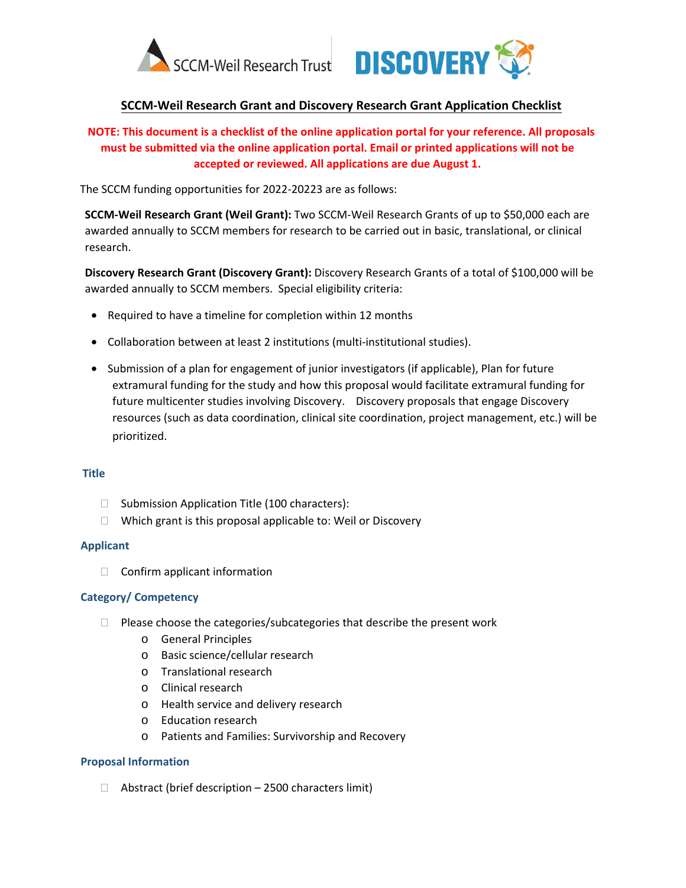# SCCM-Weil Research Grant and Discovery Research Grant Application Checklist

**NOTE: This document is a checklist of the online application portal for your reference. All proposals must be submitted via the online application portal. Email or printed applications will not be accepted or reviewed. All applications are due August 1.**

The SCCM funding opportunities for 2022-20223 are as follows:

**SCCM-Weil Research Grant (Weil Grant):** Two SCCM-Weil Research Grants of up to $50,000 each are awarded annually to SCCM members for research to be carried out in basic, translational, or clinical research.

**Discovery Research Grant (Discovery Grant):** Discovery Research Grants of a total of $100,000 will be awarded annually to SCCM members. Special eligibility criteria:

- Required to have a timeline for completion within 12 months
- Collaboration between at least 2 institutions (multi-institutional studies).
- Submission of a plan for engagement of junior investigators (if applicable), Plan for future extramural funding for the study and how this proposal would facilitate extramural funding for future multicenter studies involving Discovery. Discovery proposals that engage Discovery resources (such as data coordination, clinical site coordination, project management, etc.) will be prioritized.

## Title

- ☐ Submission Application Title (100 characters):
- ☐ Which grant is this proposal applicable to: Weil or Discovery

## Applicant

- ☐ Confirm applicant information

## Category/ Competency

- ☐ Please choose the categories/subcategories that describe the present work
  - General Principles
  - Basic science/cellular research
  - Translational research
  - Clinical research
  - Health service and delivery research
  - Education research
  - Patients and Families: Survivorship and Recovery

## Proposal Information

- ☐ Abstract (brief description – 2500 characters limit)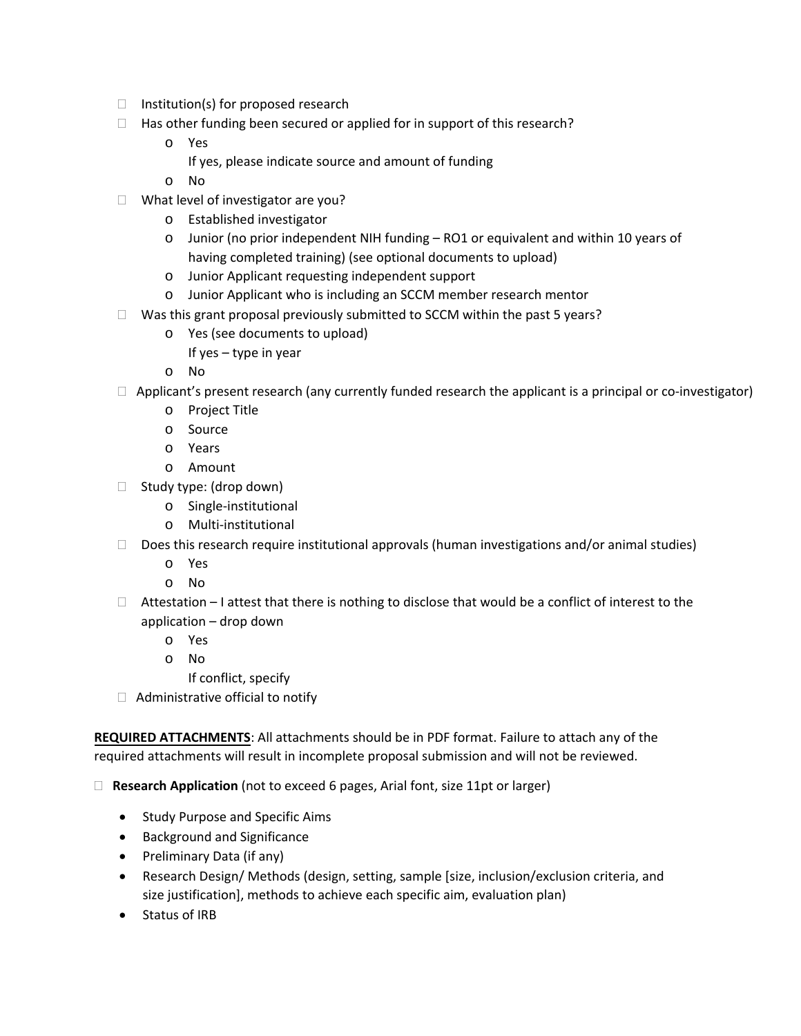- Institution(s) for proposed research
- Has other funding been secured or applied for in support of this research?
  - Yes
    
    If yes, please indicate source and amount of funding
  - No
- What level of investigator are you?
  - Established investigator
  - Junior (no prior independent NIH funding – RO1 or equivalent and within 10 years of having completed training) (see optional documents to upload)
  - Junior Applicant requesting independent support
  - Junior Applicant who is including an SCCM member research mentor
- Was this grant proposal previously submitted to SCCM within the past 5 years?
  - Yes (see documents to upload)
    
    If yes – type in year
  - No
- Applicant's present research (any currently funded research the applicant is a principal or co-investigator)
  - Project Title
  - Source
  - Years
  - Amount
- Study type: (drop down)
  - Single-institutional
  - Multi-institutional
- Does this research require institutional approvals (human investigations and/or animal studies)
  - Yes
  - No
- Attestation – I attest that there is nothing to disclose that would be a conflict of interest to the application – drop down
  - Yes
  - No
    
    If conflict, specify
- Administrative official to notify

**REQUIRED ATTACHMENTS**: All attachments should be in PDF format. Failure to attach any of the required attachments will result in incomplete proposal submission and will not be reviewed.

- **Research Application** (not to exceed 6 pages, Arial font, size 11pt or larger)
  - Study Purpose and Specific Aims
  - Background and Significance
  - Preliminary Data (if any)
  - Research Design/ Methods (design, setting, sample [size, inclusion/exclusion criteria, and size justification], methods to achieve each specific aim, evaluation plan)
  - Status of IRB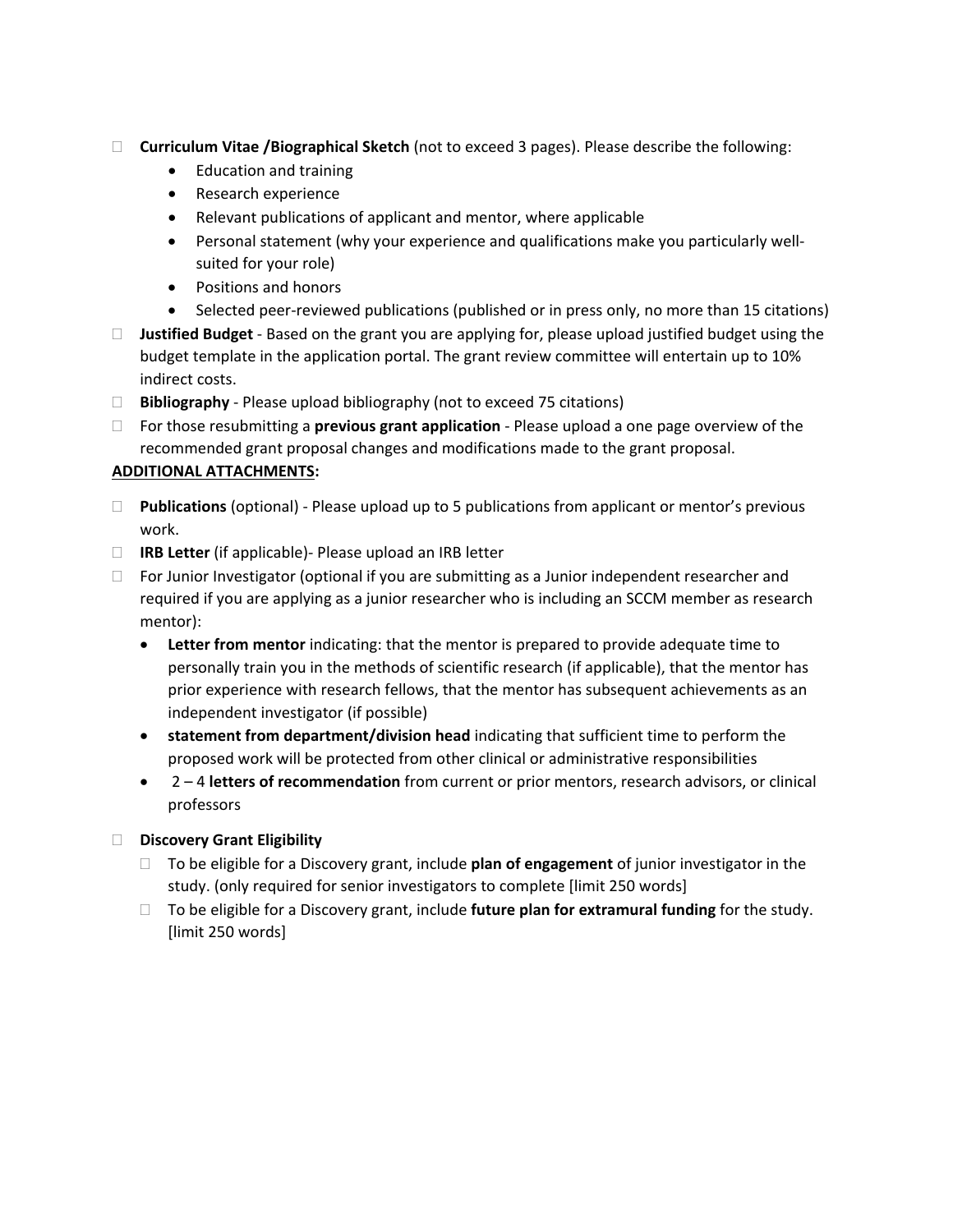- **Curriculum Vitae /Biographical Sketch** (not to exceed 3 pages). Please describe the following:
  - Education and training
  - Research experience
  - Relevant publications of applicant and mentor, where applicable
  - Personal statement (why your experience and qualifications make you particularly well-suited for your role)
  - Positions and honors
  - Selected peer-reviewed publications (published or in press only, no more than 15 citations)
- **Justified Budget** - Based on the grant you are applying for, please upload justified budget using the budget template in the application portal. The grant review committee will entertain up to 10% indirect costs.
- **Bibliography** - Please upload bibliography (not to exceed 75 citations)
- For those resubmitting a **previous grant application** - Please upload a one page overview of the recommended grant proposal changes and modifications made to the grant proposal.

**ADDITIONAL ATTACHMENTS:**

- **Publications** (optional) - Please upload up to 5 publications from applicant or mentor's previous work.
- **IRB Letter** (if applicable)- Please upload an IRB letter
- For Junior Investigator (optional if you are submitting as a Junior independent researcher and required if you are applying as a junior researcher who is including an SCCM member as research mentor):
  - **Letter from mentor** indicating: that the mentor is prepared to provide adequate time to personally train you in the methods of scientific research (if applicable), that the mentor has prior experience with research fellows, that the mentor has subsequent achievements as an independent investigator (if possible)
  - **statement from department/division head** indicating that sufficient time to perform the proposed work will be protected from other clinical or administrative responsibilities
  - 2 – 4 **letters of recommendation** from current or prior mentors, research advisors, or clinical professors
- **Discovery Grant Eligibility**
  - To be eligible for a Discovery grant, include **plan of engagement** of junior investigator in the study. (only required for senior investigators to complete [limit 250 words]
  - To be eligible for a Discovery grant, include **future plan for extramural funding** for the study. [limit 250 words]